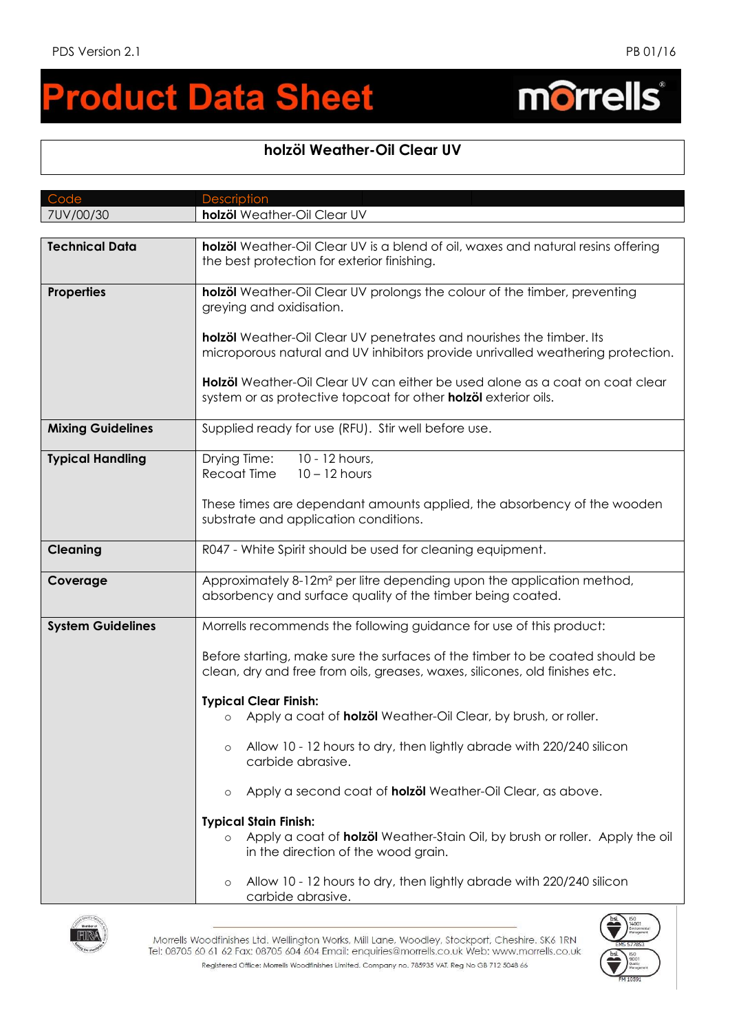# Product Data Sheet

## holzöl Weather-Oil Clear UV

| Code | Description |
|---|---|
| 7UV/00/30 | **holzöl** Weather-Oil Clear UV |

| | |
|---|---|
| **Technical Data** | **holzöl** Weather-Oil Clear UV is a blend of oil, waxes and natural resins offering the best protection for exterior finishing. |
| **Properties** | **holzöl** Weather-Oil Clear UV prolongs the colour of the timber, preventing greying and oxidisation.<br><br>**holzöl** Weather-Oil Clear UV penetrates and nourishes the timber. Its microporous natural and UV inhibitors provide unrivalled weathering protection.<br><br>**Holzöl** Weather-Oil Clear UV can either be used alone as a coat on coat clear system or as protective topcoat for other **holzöl** exterior oils. |
| **Mixing Guidelines** | Supplied ready for use (RFU). Stir well before use. |
| **Typical Handling** | Drying Time: 10 - 12 hours,<br>Recoat Time 10 – 12 hours<br><br>These times are dependant amounts applied, the absorbency of the wooden substrate and application conditions. |
| **Cleaning** | R047 - White Spirit should be used for cleaning equipment. |
| **Coverage** | Approximately 8-12m² per litre depending upon the application method, absorbency and surface quality of the timber being coated. |
| **System Guidelines** | Morrells recommends the following guidance for use of this product:<br><br>Before starting, make sure the surfaces of the timber to be coated should be clean, dry and free from oils, greases, waxes, silicones, old finishes etc.<br><br>**Typical Clear Finish:**<br>○ Apply a coat of **holzöl** Weather-Oil Clear, by brush, or roller.<br>○ Allow 10 - 12 hours to dry, then lightly abrade with 220/240 silicon carbide abrasive.<br>○ Apply a second coat of **holzöl** Weather-Oil Clear, as above.<br><br>**Typical Stain Finish:**<br>○ Apply a coat of **holzöl** Weather-Stain Oil, by brush or roller. Apply the oil in the direction of the wood grain.<br>○ Allow 10 - 12 hours to dry, then lightly abrade with 220/240 silicon carbide abrasive. |

Morrells Woodfinishes Ltd. Wellington Works, Mill Lane, Woodley, Stockport, Cheshire. SK6 1RN
Tel: 08705 60 61 62 Fax: 08705 604 604 Email: enquiries@morrells.co.uk Web: www.morrells.co.uk
Registered Office: Morrells Woodfinishes Limited. Company no. 785935 VAT. Reg No GB 712 5048 66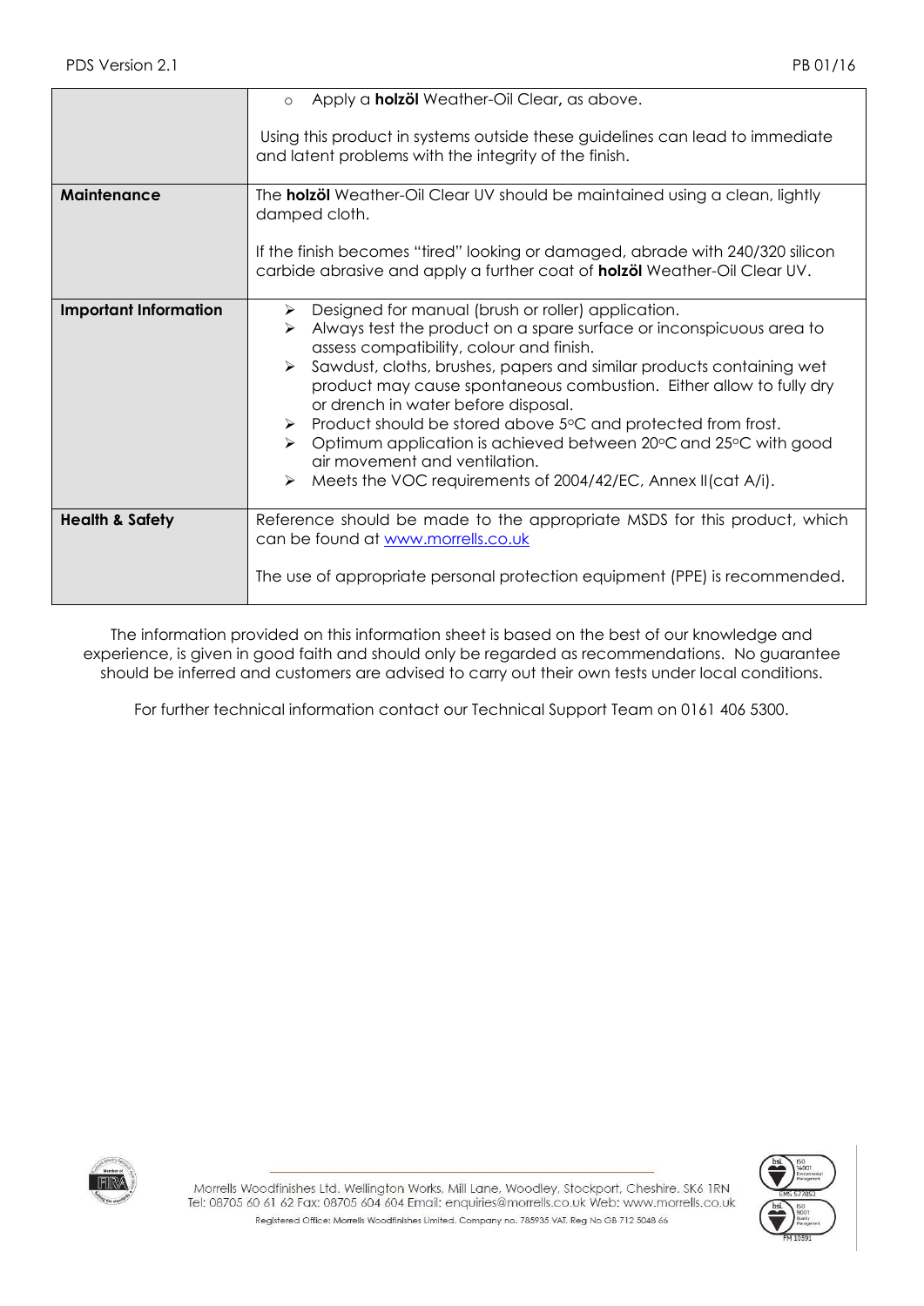| | |
|---|---|
| | ○ Apply a **holzöl** Weather-Oil Clear, as above.<br><br>Using this product in systems outside these guidelines can lead to immediate and latent problems with the integrity of the finish. |
| **Maintenance** | The **holzöl** Weather-Oil Clear UV should be maintained using a clean, lightly damped cloth.<br><br>If the finish becomes "tired" looking or damaged, abrade with 240/320 silicon carbide abrasive and apply a further coat of **holzöl** Weather-Oil Clear UV. |
| **Important Information** | ➢ Designed for manual (brush or roller) application.<br>➢ Always test the product on a spare surface or inconspicuous area to assess compatibility, colour and finish.<br>➢ Sawdust, cloths, brushes, papers and similar products containing wet product may cause spontaneous combustion. Either allow to fully dry or drench in water before disposal.<br>➢ Product should be stored above 5°C and protected from frost.<br>➢ Optimum application is achieved between 20°C and 25°C with good air movement and ventilation.<br>➢ Meets the VOC requirements of 2004/42/EC, Annex II(cat A/i). |
| **Health & Safety** | Reference should be made to the appropriate MSDS for this product, which can be found at www.morrells.co.uk<br><br>The use of appropriate personal protection equipment (PPE) is recommended. |

The information provided on this information sheet is based on the best of our knowledge and experience, is given in good faith and should only be regarded as recommendations. No guarantee should be inferred and customers are advised to carry out their own tests under local conditions.

For further technical information contact our Technical Support Team on 0161 406 5300.

Morrells Woodfinishes Ltd. Wellington Works, Mill Lane, Woodley, Stockport, Cheshire. SK6 1RN
Tel: 08705 60 61 62 Fax: 08705 604 604 Email: enquiries@morrells.co.uk Web: www.morrells.co.uk
Registered Office: Morrells Woodfinishes Limited. Company no. 785935 VAT. Reg No GB 712 5048 66